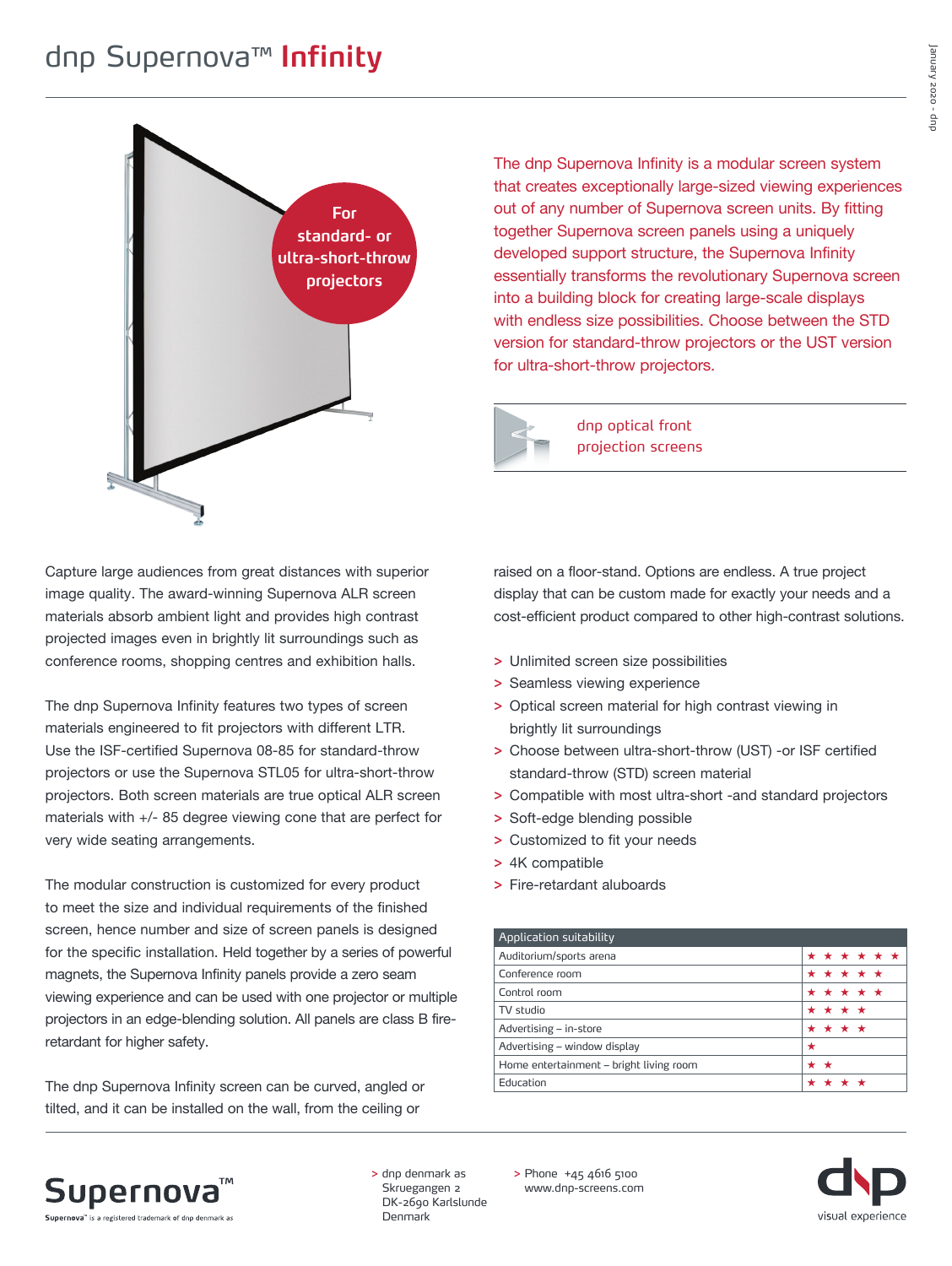# dnp Supernova™ **Infinity**

For standard- or ultra-short-throw projectors

The dnp Supernova Infinity is a modular screen system that creates exceptionally large-sized viewing experiences out of any number of Supernova screen units. By fitting together Supernova screen panels using a uniquely developed support structure, the Supernova Infinity essentially transforms the revolutionary Supernova screen into a building block for creating large-scale displays with endless size possibilities. Choose between the STD version for standard-throw projectors or the UST version for ultra-short-throw projectors.

dnp optical front projection screens

Capture large audiences from great distances with superior image quality. The award-winning Supernova ALR screen materials absorb ambient light and provides high contrast projected images even in brightly lit surroundings such as conference rooms, shopping centres and exhibition halls.

The dnp Supernova Infinity features two types of screen materials engineered to fit projectors with different LTR. Use the ISF-certified Supernova 08-85 for standard-throw projectors or use the Supernova STL05 for ultra-short-throw projectors. Both screen materials are true optical ALR screen materials with +/- 85 degree viewing cone that are perfect for very wide seating arrangements.

The modular construction is customized for every product to meet the size and individual requirements of the finished screen, hence number and size of screen panels is designed for the specific installation. Held together by a series of powerful magnets, the Supernova Infinity panels provide a zero seam viewing experience and can be used with one projector or multiple projectors in an edge-blending solution. All panels are class B fire-retardant for higher safety.

The dnp Supernova Infinity screen can be curved, angled or tilted, and it can be installed on the wall, from the ceiling or raised on a floor-stand. Options are endless. A true project display that can be custom made for exactly your needs and a cost-efficient product compared to other high-contrast solutions.

- Unlimited screen size possibilities
- Seamless viewing experience
- Optical screen material for high contrast viewing in brightly lit surroundings
- Choose between ultra-short-throw (UST) -or ISF certified standard-throw (STD) screen material
- Compatible with most ultra-short -and standard projectors
- Soft-edge blending possible
- Customized to fit your needs
- 4K compatible
- Fire-retardant aluboards

| Application suitability | |
|---|---|
| Auditorium/sports arena | ★ ★ ★ ★ ★ ★ |
| Conference room | ★ ★ ★ ★ ★ |
| Control room | ★ ★ ★ ★ ★ |
| TV studio | ★ ★ ★ ★ |
| Advertising – in-store | ★ ★ ★ ★ |
| Advertising – window display | ★ |
| Home entertainment – bright living room | ★ ★ |
| Education | ★ ★ ★ ★ |

Supernova™

Supernova™ is a registered trademark of dnp denmark as

> dnp denmark as
Skruegangen 2
DK-2690 Karlslunde
Denmark

> Phone +45 4616 5100
www.dnp-screens.com

dnp visual experience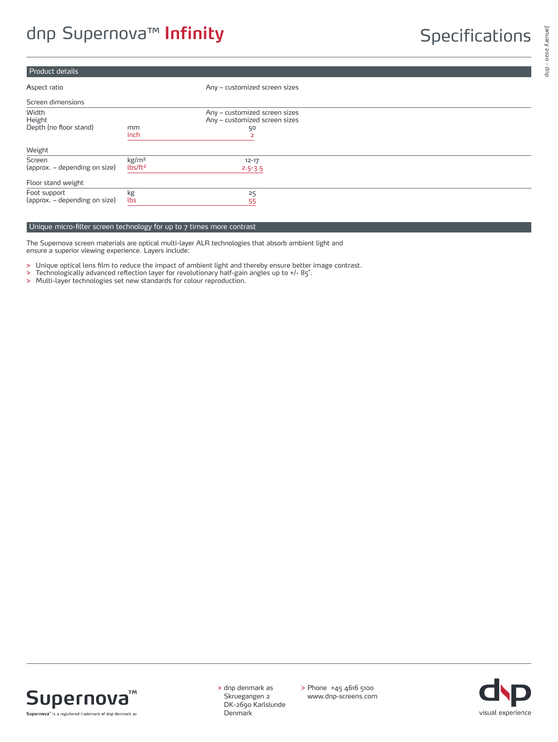# dnp Supernova™ **Infinity**

## Specifications

### Product details

| | | |
|---|---|---|
| Aspect ratio | | Any – customized screen sizes |
| **Screen dimensions** | | |
| Width | | Any – customized screen sizes |
| Height | | Any – customized screen sizes |
| Depth (no floor stand) | mm | 50 |
| | inch | 2 |
| **Weight** | | |
| Screen (approx. – depending on size) | kg/m² | 12-17 |
| | lbs/ft² | 2.5-3.5 |
| **Floor stand weight** | | |
| Foot support (approx. – depending on size) | kg | 25 |
| | lbs | 55 |

### Unique micro-filter screen technology for up to 7 times more contrast

The Supernova screen materials are optical multi-layer ALR technologies that absorb ambient light and ensure a superior viewing experience. Layers include:

- Unique optical lens film to reduce the impact of ambient light and thereby ensure better image contrast.
- Technologically advanced reflection layer for revolutionary half-gain angles up to +/- 85°.
- Multi-layer technologies set new standards for colour reproduction.

Supernova™

Supernova™ is a registered trademark of dnp denmark as

dnp denmark as
Skruegangen 2
DK-2690 Karlslunde
Denmark

Phone +45 4616 5100
www.dnp-screens.com

dnp visual experience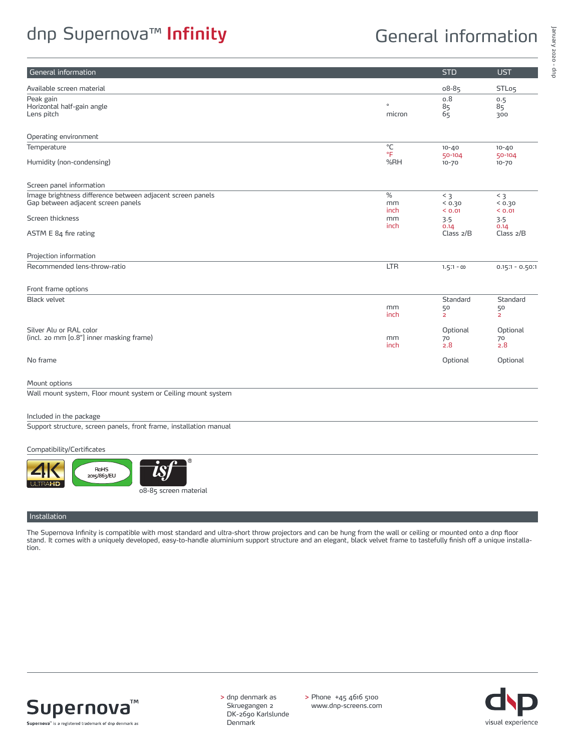# dnp Supernova™ **Infinity**

# General information

| General information | | STD | UST |
|---|---|---|---|
| Available screen material | | 08-85 | STL05 |
| Peak gain | | 0.8 | 0.5 |
| Horizontal half-gain angle | ° | 85 | 85 |
| Lens pitch | micron | 65 | 300 |
| **Operating environment** | | | |
| Temperature | °C | 10-40 | 10-40 |
| | °F | 50-104 | 50-104 |
| Humidity (non-condensing) | %RH | 10-70 | 10-70 |
| **Screen panel information** | | | |
| Image brightness difference between adjacent screen panels | % | < 3 | < 3 |
| Gap between adjacent screen panels | mm | < 0.30 | < 0.30 |
| | inch | < 0.01 | < 0.01 |
| Screen thickness | mm | 3.5 | 3.5 |
| | inch | 0.14 | 0.14 |
| ASTM E 84 fire rating | | Class 2/B | Class 2/B |
| **Projection information** | | | |
| Recommended lens-throw-ratio | LTR | 1.5:1 - ∞ | 0.15:1 - 0.50:1 |
| **Front frame options** | | | |
| Black velvet | | Standard | Standard |
| | mm | 50 | 50 |
| | inch | 2 | 2 |
| Silver Alu or RAL color | | Optional | Optional |
| (incl. 20 mm [0.8"] inner masking frame) | mm | 70 | 70 |
| | inch | 2.8 | 2.8 |
| No frame | | Optional | Optional |

**Mount options**

Wall mount system, Floor mount system or Ceiling mount system

**Included in the package**

Support structure, screen panels, front frame, installation manual

**Compatibility/Certificates**

4K ULTRAHD

RoHS 2015/863/EU

isf® 08-85 screen material

## Installation

The Supernova Infinity is compatible with most standard and ultra-short throw projectors and can be hung from the wall or ceiling or mounted onto a dnp floor stand. It comes with a uniquely developed, easy-to-handle aluminium support structure and an elegant, black velvet frame to tastefully finish off a unique installation.

Supernova™

Supernova™ is a registered trademark of dnp denmark as

> dnp denmark as
Skruegangen 2
DK-2690 Karlslunde
Denmark

> Phone +45 4616 5100
www.dnp-screens.com

dnp visual experience